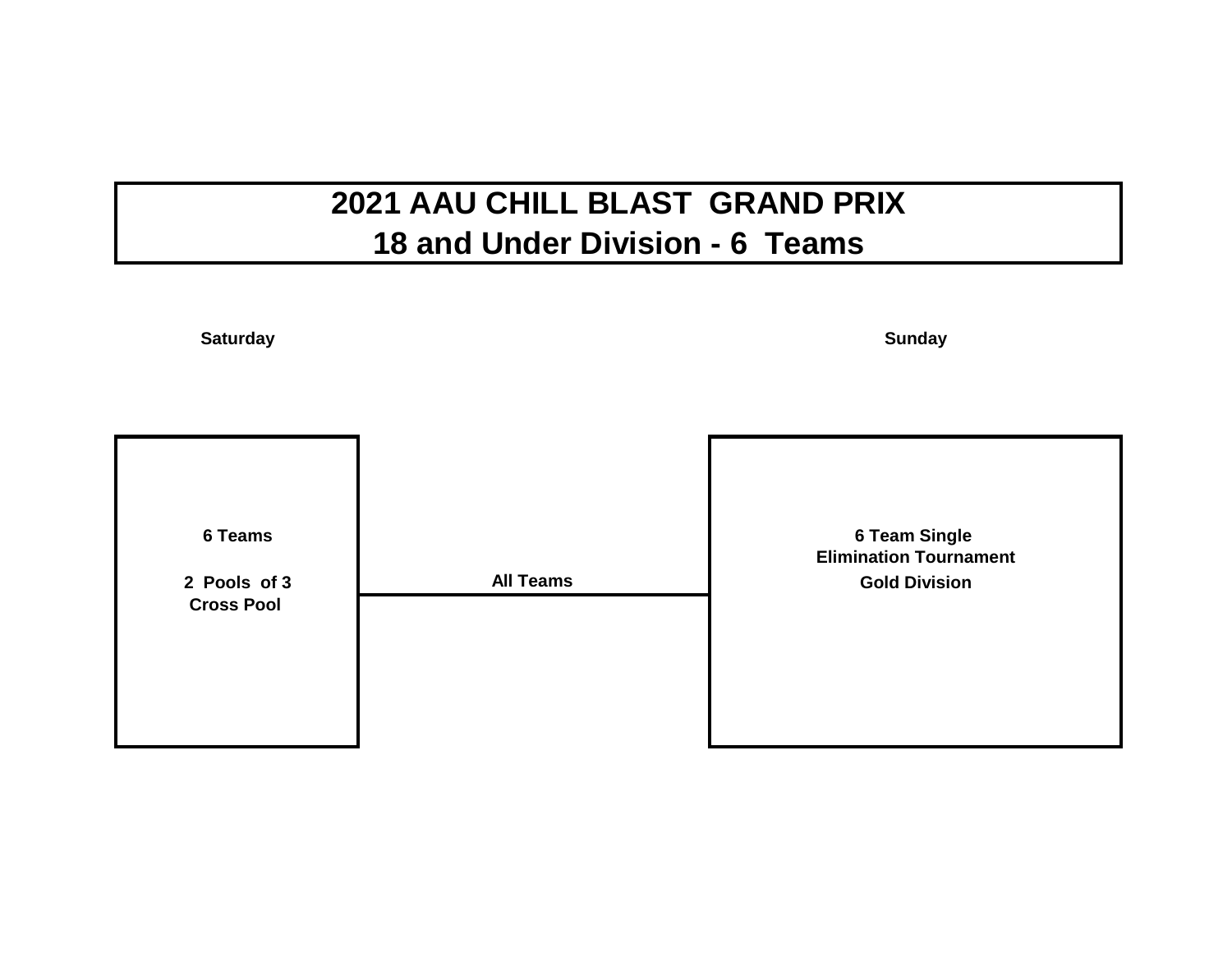# 2021 AAU CHILL BLAST GRAND PRIX
## 18 and Under Division - 6 Teams

**Saturday**

**6 Teams**

**2 Pools of 3**
**Cross Pool**

**All Teams**

**Sunday**

**6 Team Single Elimination Tournament**
**Gold Division**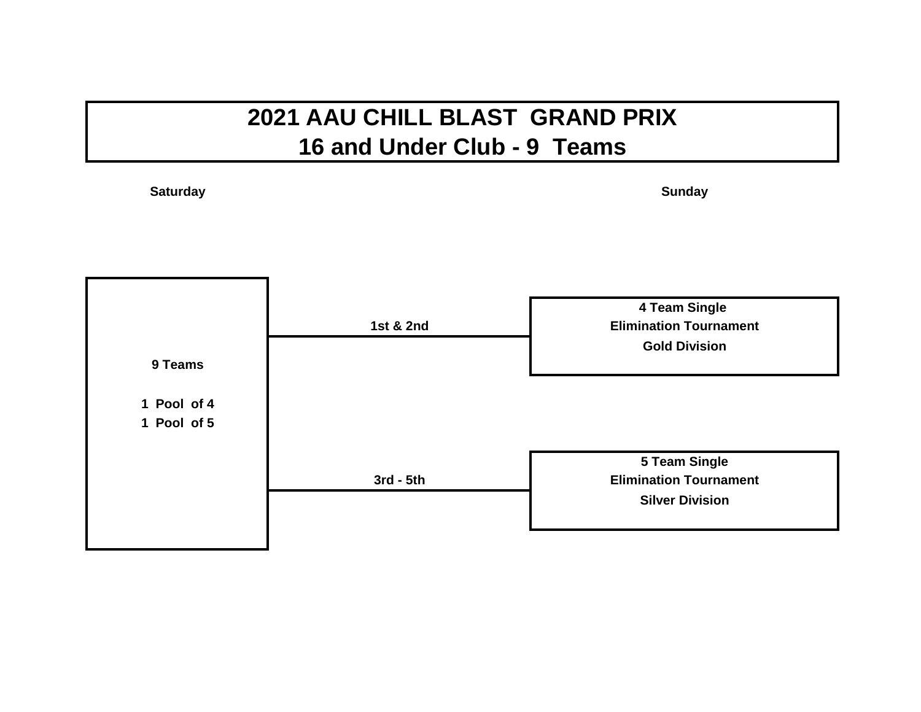# 2021 AAU CHILL BLAST GRAND PRIX
# 16 and Under Club - 9 Teams

**Saturday**

**9 Teams**

**1 Pool of 4**
**1 Pool of 5**

**1st & 2nd**

**3rd - 5th**

**Sunday**

**4 Team Single**
**Elimination Tournament**
**Gold Division**

**5 Team Single**
**Elimination Tournament**
**Silver Division**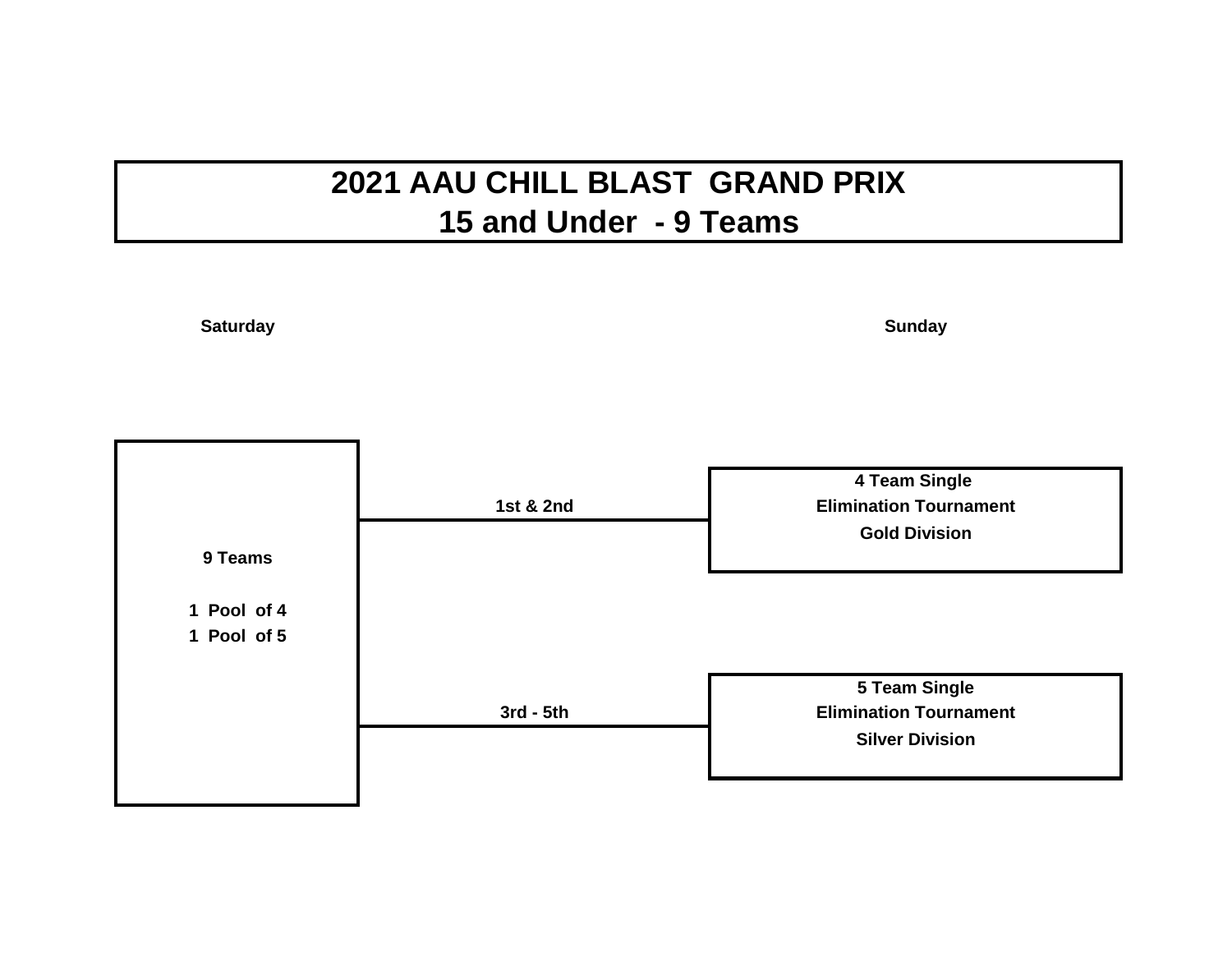# 2021 AAU CHILL BLAST GRAND PRIX
## 15 and Under - 9 Teams

**Saturday**

**Sunday**

**9 Teams**

**1 Pool of 4**
**1 Pool of 5**

**1st & 2nd**

**4 Team Single**
**Elimination Tournament**
**Gold Division**

**3rd - 5th**

**5 Team Single**
**Elimination Tournament**
**Silver Division**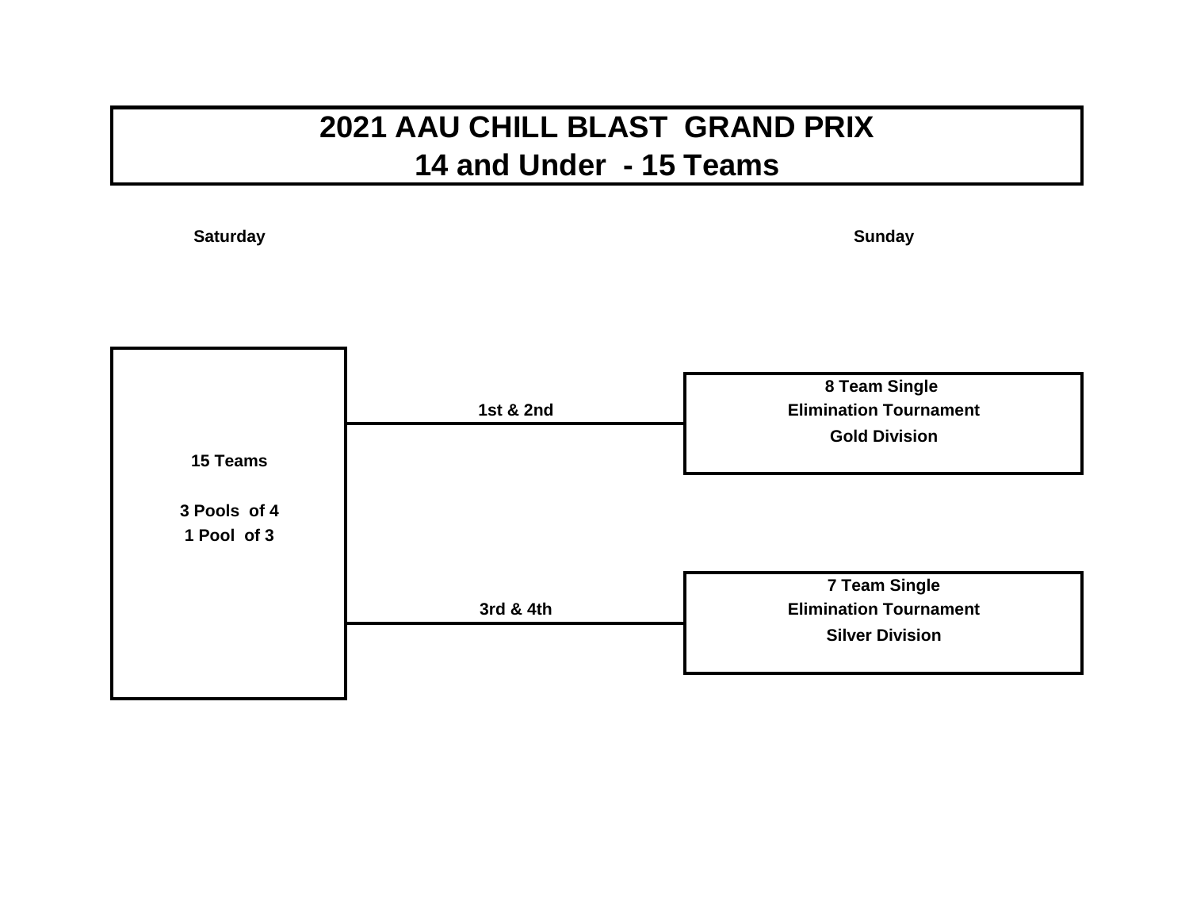# 2021 AAU CHILL BLAST GRAND PRIX
## 14 and Under - 15 Teams

**Saturday**

**Sunday**

**15 Teams**

**3 Pools of 4**
**1 Pool of 3**

**1st & 2nd**

**8 Team Single**
**Elimination Tournament**
**Gold Division**

**3rd & 4th**

**7 Team Single**
**Elimination Tournament**
**Silver Division**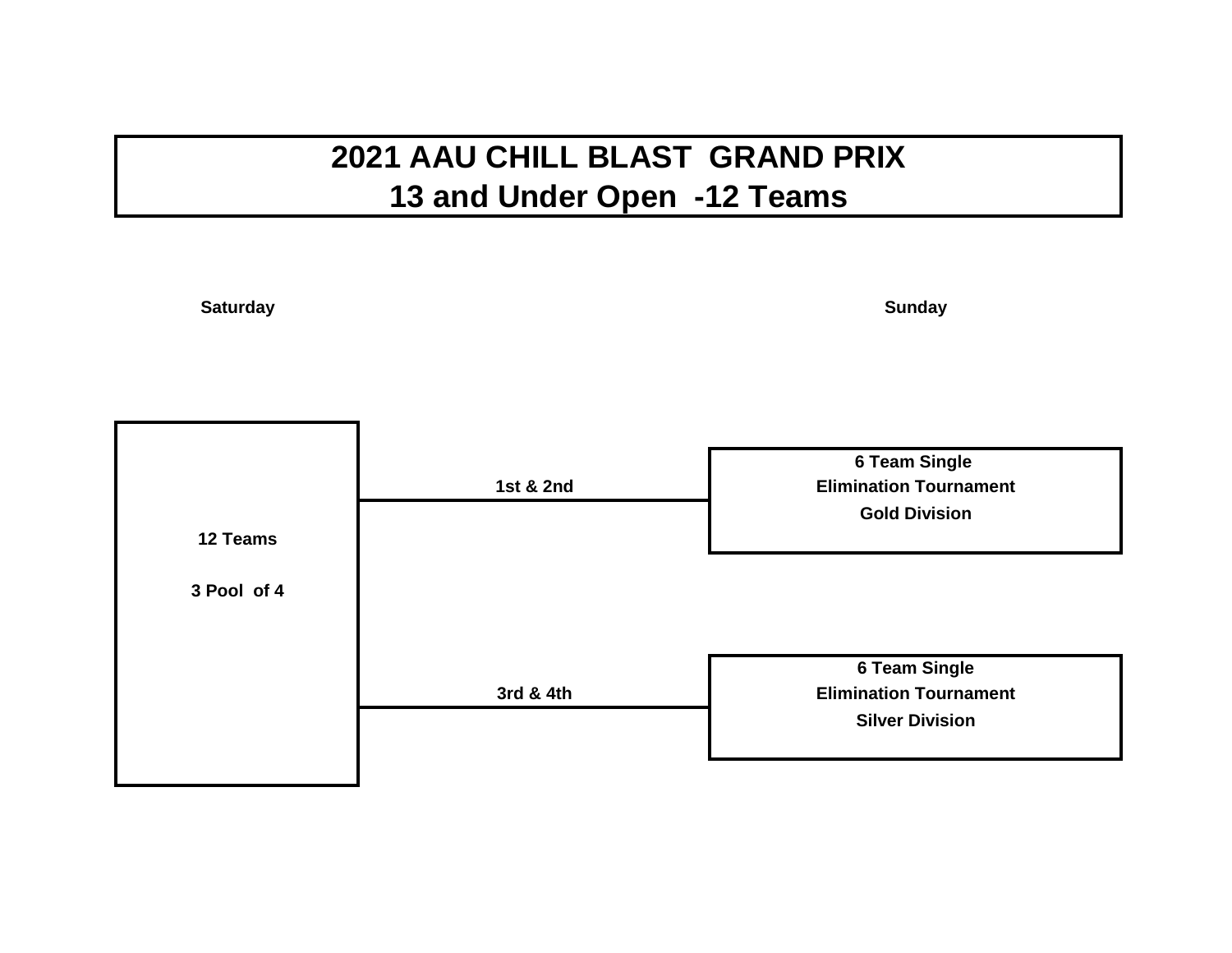# 2021 AAU CHILL BLAST GRAND PRIX
## 13 and Under Open -12 Teams

**Saturday**

**Sunday**

**12 Teams**

**3 Pool of 4**

**1st & 2nd**

**6 Team Single**
**Elimination Tournament**
**Gold Division**

**3rd & 4th**

**6 Team Single**
**Elimination Tournament**
**Silver Division**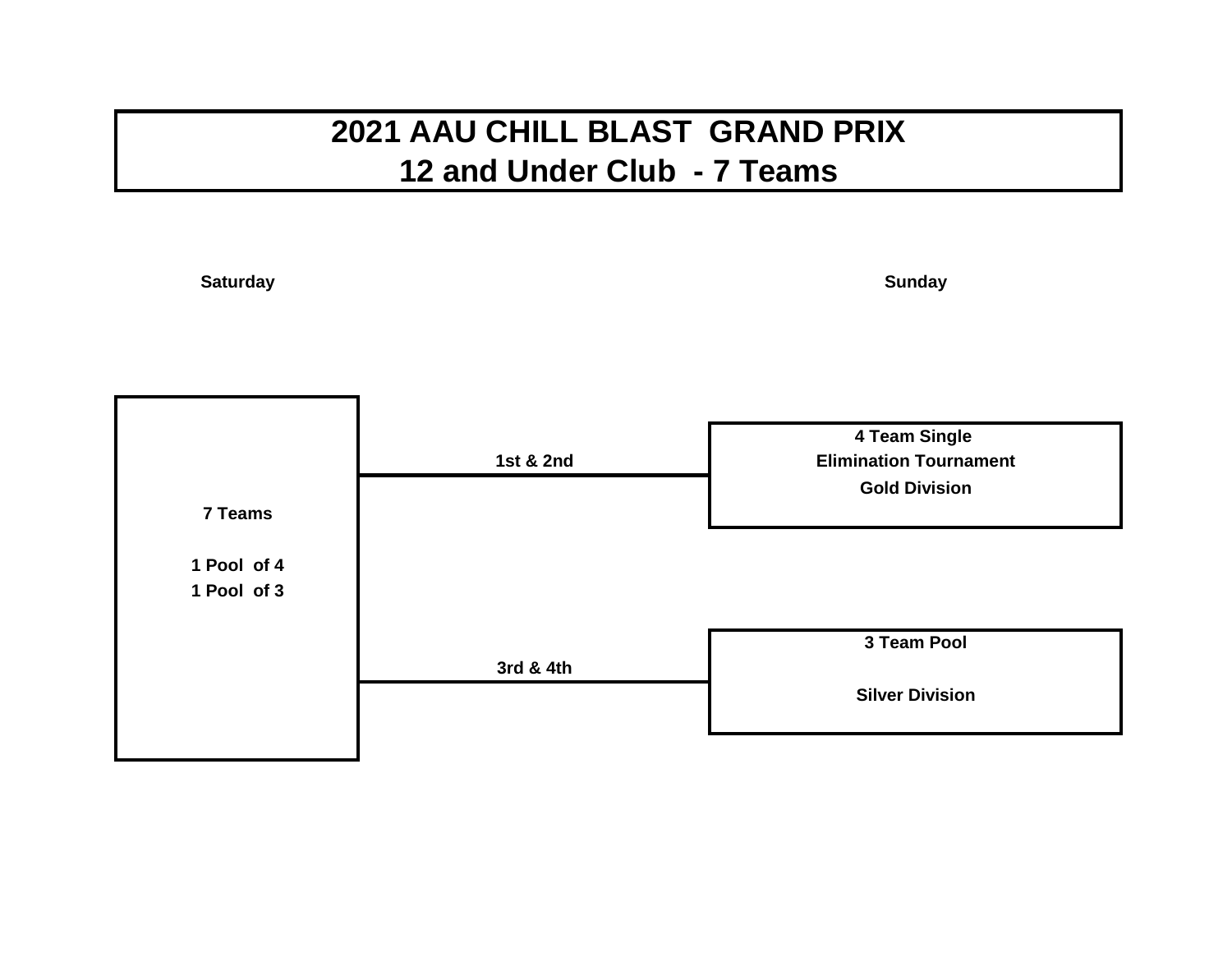# 2021 AAU CHILL BLAST GRAND PRIX
## 12 and Under Club - 7 Teams

**Saturday**

**Sunday**

**7 Teams**

**1 Pool of 4**
**1 Pool of 3**

**1st & 2nd**

**4 Team Single**
**Elimination Tournament**
**Gold Division**

**3rd & 4th**

**3 Team Pool**

**Silver Division**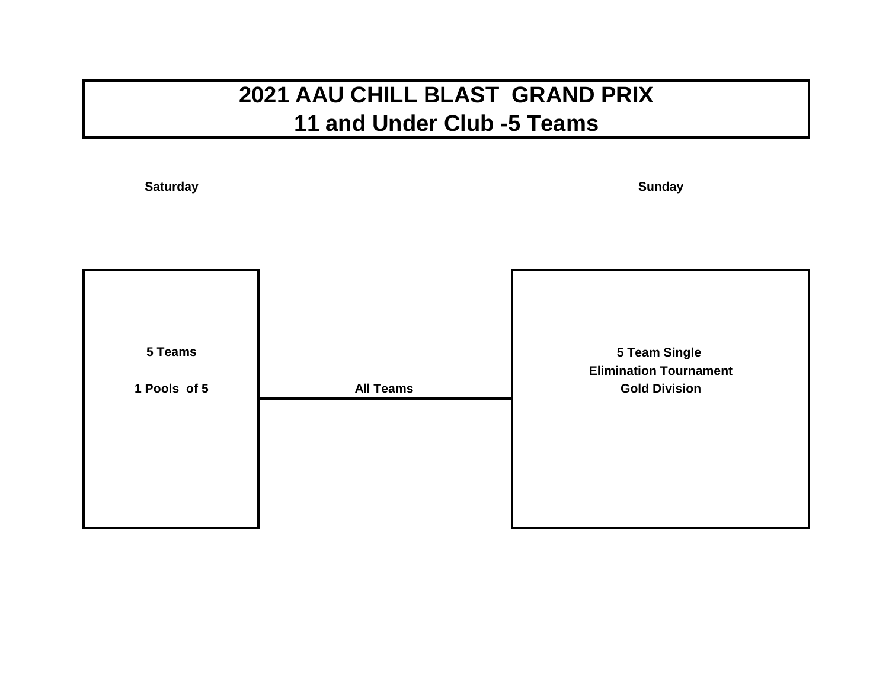# 2021 AAU CHILL BLAST GRAND PRIX
## 11 and Under Club -5 Teams

| Saturday | | Sunday |
|---|---|---|
| **5 Teams**<br><br>**1 Pools of 5** | **All Teams** | **5 Team Single Elimination Tournament Gold Division** |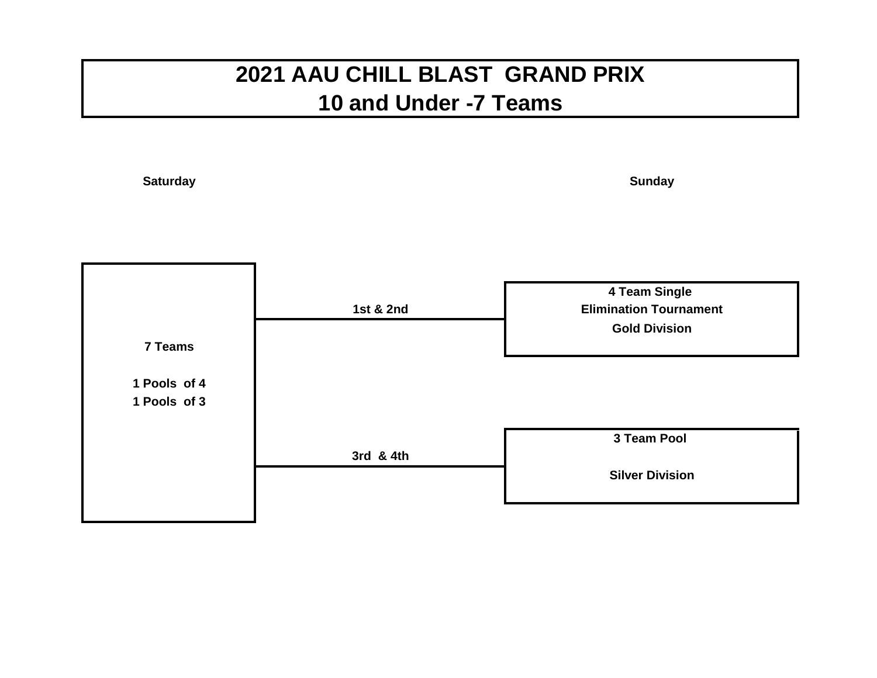# 2021 AAU CHILL BLAST GRAND PRIX
## 10 and Under -7 Teams

**Saturday**

**Sunday**

**7 Teams**

**1 Pools of 4**
**1 Pools of 3**

**1st & 2nd**

**4 Team Single**
**Elimination Tournament**
**Gold Division**

**3rd & 4th**

**3 Team Pool**

**Silver Division**